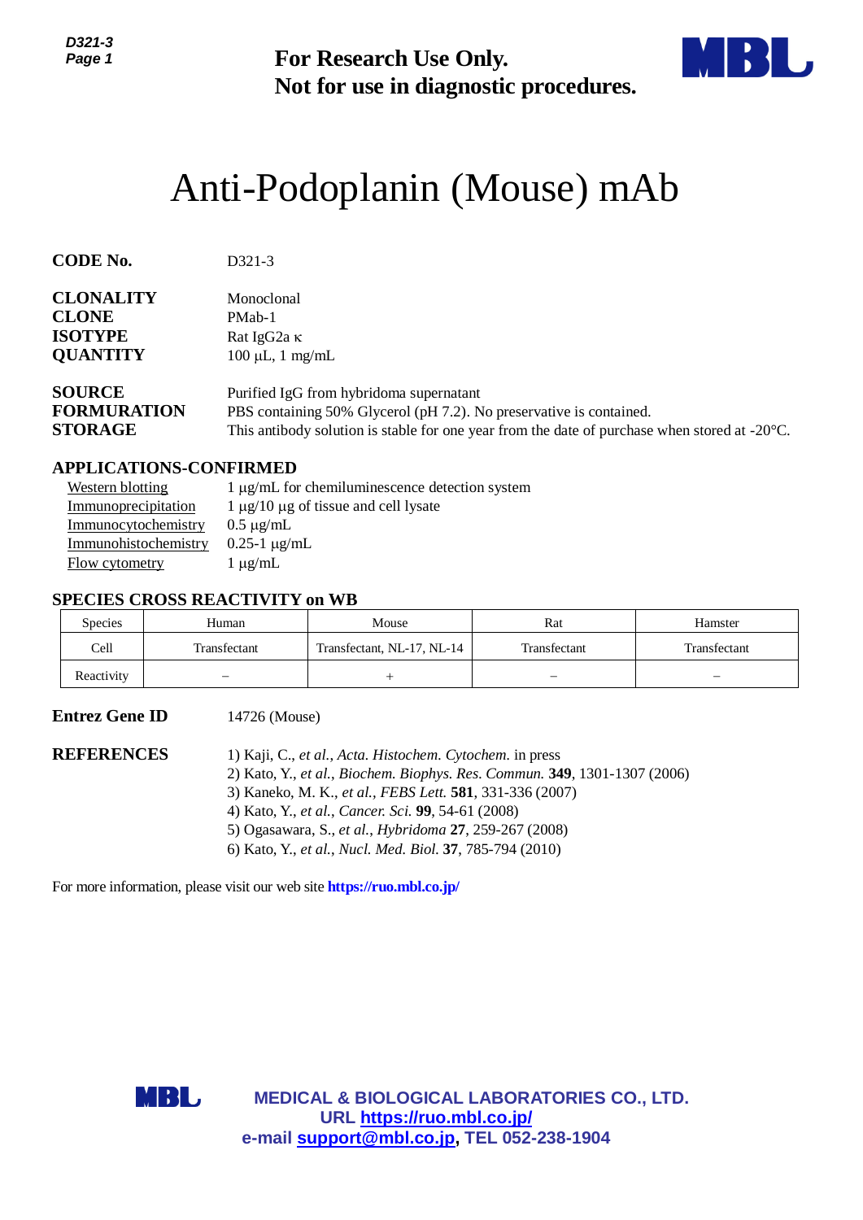**For Research Use Only.**
**Not for use in diagnostic procedures.**

# Anti-Podoplanin (Mouse) mAb

**CODE No.** D321-3

**CLONALITY** Monoclonal
**CLONE** PMab-1
**ISOTYPE** Rat IgG2a κ
**QUANTITY** 100 µL, 1 mg/mL

**SOURCE** Purified IgG from hybridoma supernatant
**FORMURATION** PBS containing 50% Glycerol (pH 7.2). No preservative is contained.
**STORAGE** This antibody solution is stable for one year from the date of purchase when stored at -20°C.

## APPLICATIONS-CONFIRMED

| | |
|---|---|
| Western blotting | 1 µg/mL for chemiluminescence detection system |
| Immunoprecipitation | 1 µg/10 µg of tissue and cell lysate |
| Immunocytochemistry | 0.5 µg/mL |
| Immunohistochemistry | 0.25-1 µg/mL |
| Flow cytometry | 1 µg/mL |

## SPECIES CROSS REACTIVITY on WB

| Species | Human | Mouse | Rat | Hamster |
|---|---|---|---|---|
| Cell | Transfectant | Transfectant, NL-17, NL-14 | Transfectant | Transfectant |
| Reactivity | – | + | – | – |

**Entrez Gene ID** 14726 (Mouse)

**REFERENCES**

1) Kaji, C., *et al.*, *Acta. Histochem. Cytochem.* in press
2) Kato, Y., *et al.*, *Biochem. Biophys. Res. Commun.* **349**, 1301-1307 (2006)
3) Kaneko, M. K., *et al.*, *FEBS Lett.* **581**, 331-336 (2007)
4) Kato, Y., *et al.*, *Cancer. Sci.* **99**, 54-61 (2008)
5) Ogasawara, S., *et al.*, *Hybridoma* **27**, 259-267 (2008)
6) Kato, Y., *et al.*, *Nucl. Med. Biol.* **37**, 785-794 (2010)

For more information, please visit our web site **https://ruo.mbl.co.jp/**

**MEDICAL & BIOLOGICAL LABORATORIES CO., LTD.**
**URL https://ruo.mbl.co.jp/**
**e-mail support@mbl.co.jp, TEL 052-238-1904**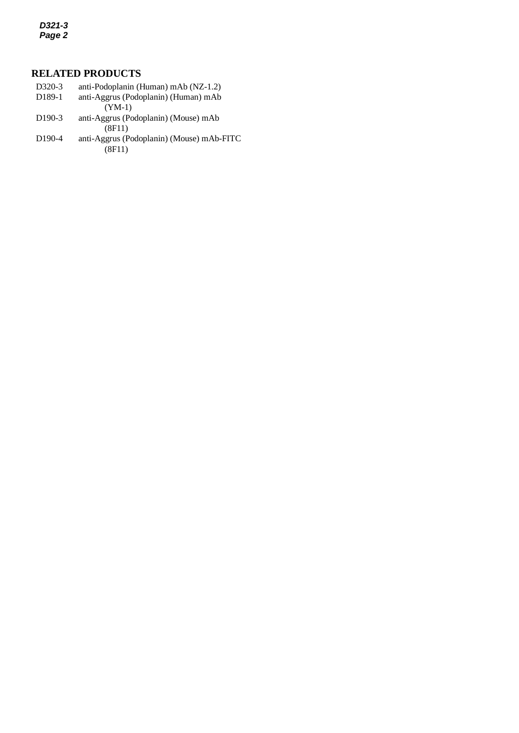## RELATED PRODUCTS

| | |
|---|---|
| D320-3 | anti-Podoplanin (Human) mAb (NZ-1.2) |
| D189-1 | anti-Aggrus (Podoplanin) (Human) mAb (YM-1) |
| D190-3 | anti-Aggrus (Podoplanin) (Mouse) mAb (8F11) |
| D190-4 | anti-Aggrus (Podoplanin) (Mouse) mAb-FITC (8F11) |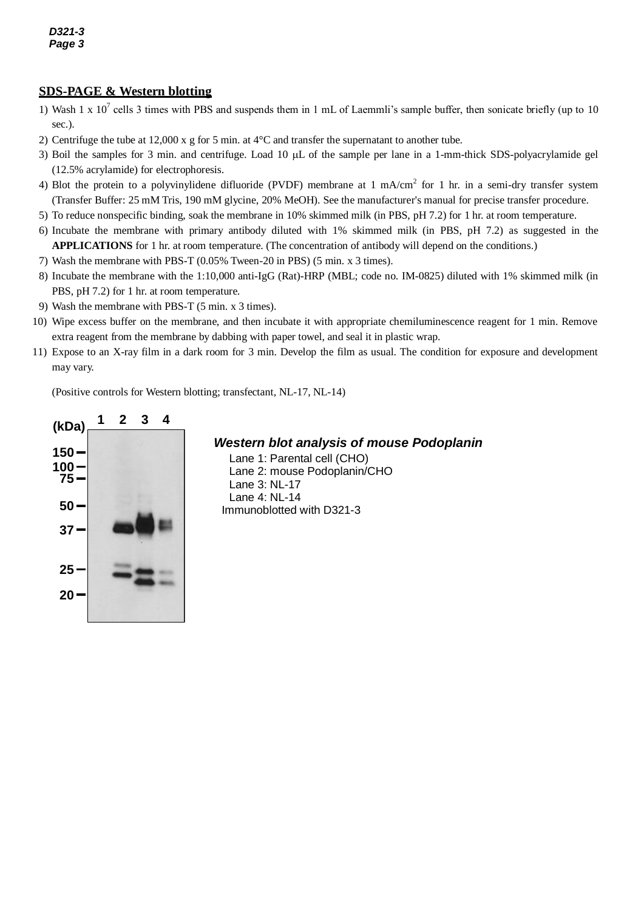## SDS-PAGE & Western blotting

1) Wash 1 x $10^7$ cells 3 times with PBS and suspends them in 1 mL of Laemmli's sample buffer, then sonicate briefly (up to 10 sec.).
2) Centrifuge the tube at 12,000 x g for 5 min. at 4°C and transfer the supernatant to another tube.
3) Boil the samples for 3 min. and centrifuge. Load 10 μL of the sample per lane in a 1-mm-thick SDS-polyacrylamide gel (12.5% acrylamide) for electrophoresis.
4) Blot the protein to a polyvinylidene difluoride (PVDF) membrane at 1 mA/$cm^2$ for 1 hr. in a semi-dry transfer system (Transfer Buffer: 25 mM Tris, 190 mM glycine, 20% MeOH). See the manufacturer's manual for precise transfer procedure.
5) To reduce nonspecific binding, soak the membrane in 10% skimmed milk (in PBS, pH 7.2) for 1 hr. at room temperature.
6) Incubate the membrane with primary antibody diluted with 1% skimmed milk (in PBS, pH 7.2) as suggested in the **APPLICATIONS** for 1 hr. at room temperature. (The concentration of antibody will depend on the conditions.)
7) Wash the membrane with PBS-T (0.05% Tween-20 in PBS) (5 min. x 3 times).
8) Incubate the membrane with the 1:10,000 anti-IgG (Rat)-HRP (MBL; code no. IM-0825) diluted with 1% skimmed milk (in PBS, pH 7.2) for 1 hr. at room temperature.
9) Wash the membrane with PBS-T (5 min. x 3 times).
10) Wipe excess buffer on the membrane, and then incubate it with appropriate chemiluminescence reagent for 1 min. Remove extra reagent from the membrane by dabbing with paper towel, and seal it in plastic wrap.
11) Expose to an X-ray film in a dark room for 3 min. Develop the film as usual. The condition for exposure and development may vary.

(Positive controls for Western blotting; transfectant, NL-17, NL-14)

(kDa) 1 2 3 4

150
100
75
50
37
25
20

***Western blot analysis of mouse Podoplanin***

Lane 1: Parental cell (CHO)
Lane 2: mouse Podoplanin/CHO
Lane 3: NL-17
Lane 4: NL-14
Immunoblotted with D321-3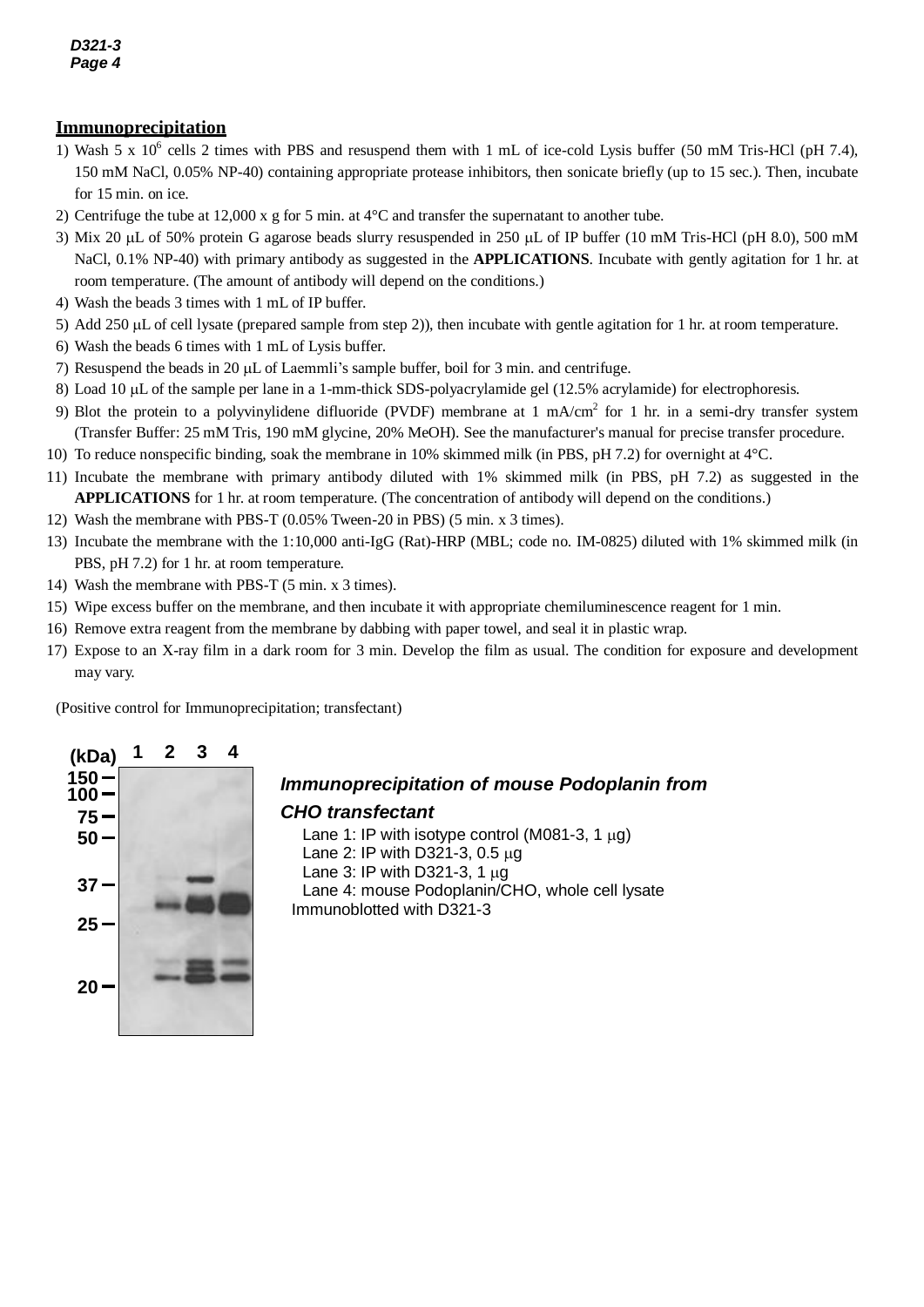## Immunoprecipitation

1) Wash 5 x $10^6$ cells 2 times with PBS and resuspend them with 1 mL of ice-cold Lysis buffer (50 mM Tris-HCl (pH 7.4), 150 mM NaCl, 0.05% NP-40) containing appropriate protease inhibitors, then sonicate briefly (up to 15 sec.). Then, incubate for 15 min. on ice.
2) Centrifuge the tube at 12,000 x g for 5 min. at 4°C and transfer the supernatant to another tube.
3) Mix 20 μL of 50% protein G agarose beads slurry resuspended in 250 μL of IP buffer (10 mM Tris-HCl (pH 8.0), 500 mM NaCl, 0.1% NP-40) with primary antibody as suggested in the **APPLICATIONS**. Incubate with gently agitation for 1 hr. at room temperature. (The amount of antibody will depend on the conditions.)
4) Wash the beads 3 times with 1 mL of IP buffer.
5) Add 250 μL of cell lysate (prepared sample from step 2)), then incubate with gentle agitation for 1 hr. at room temperature.
6) Wash the beads 6 times with 1 mL of Lysis buffer.
7) Resuspend the beads in 20 μL of Laemmli's sample buffer, boil for 3 min. and centrifuge.
8) Load 10 μL of the sample per lane in a 1-mm-thick SDS-polyacrylamide gel (12.5% acrylamide) for electrophoresis.
9) Blot the protein to a polyvinylidene difluoride (PVDF) membrane at 1 mA/$cm^2$ for 1 hr. in a semi-dry transfer system (Transfer Buffer: 25 mM Tris, 190 mM glycine, 20% MeOH). See the manufacturer's manual for precise transfer procedure.
10) To reduce nonspecific binding, soak the membrane in 10% skimmed milk (in PBS, pH 7.2) for overnight at 4°C.
11) Incubate the membrane with primary antibody diluted with 1% skimmed milk (in PBS, pH 7.2) as suggested in the **APPLICATIONS** for 1 hr. at room temperature. (The concentration of antibody will depend on the conditions.)
12) Wash the membrane with PBS-T (0.05% Tween-20 in PBS) (5 min. x 3 times).
13) Incubate the membrane with the 1:10,000 anti-IgG (Rat)-HRP (MBL; code no. IM-0825) diluted with 1% skimmed milk (in PBS, pH 7.2) for 1 hr. at room temperature.
14) Wash the membrane with PBS-T (5 min. x 3 times).
15) Wipe excess buffer on the membrane, and then incubate it with appropriate chemiluminescence reagent for 1 min.
16) Remove extra reagent from the membrane by dabbing with paper towel, and seal it in plastic wrap.
17) Expose to an X-ray film in a dark room for 3 min. Develop the film as usual. The condition for exposure and development may vary.

(Positive control for Immunoprecipitation; transfectant)

(kDa) 1 2 3 4
150
100
75
50
37
25
20

***Immunoprecipitation of mouse Podoplanin from CHO transfectant***

Lane 1: IP with isotype control (M081-3, 1 μg)
Lane 2: IP with D321-3, 0.5 μg
Lane 3: IP with D321-3, 1 μg
Lane 4: mouse Podoplanin/CHO, whole cell lysate
Immunoblotted with D321-3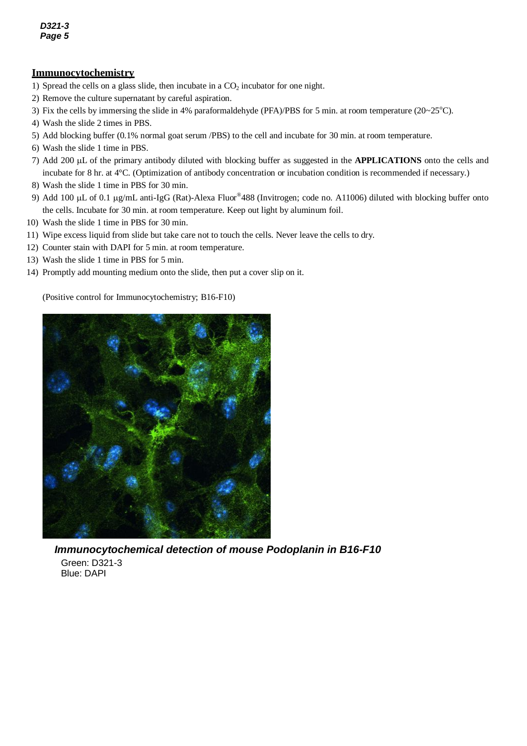## Immunocytochemistry

1) Spread the cells on a glass slide, then incubate in a $CO_2$ incubator for one night.
2) Remove the culture supernatant by careful aspiration.
3) Fix the cells by immersing the slide in 4% paraformaldehyde (PFA)/PBS for 5 min. at room temperature (20~25°C).
4) Wash the slide 2 times in PBS.
5) Add blocking buffer (0.1% normal goat serum /PBS) to the cell and incubate for 30 min. at room temperature.
6) Wash the slide 1 time in PBS.
7) Add 200 µL of the primary antibody diluted with blocking buffer as suggested in the **APPLICATIONS** onto the cells and incubate for 8 hr. at 4°C. (Optimization of antibody concentration or incubation condition is recommended if necessary.)
8) Wash the slide 1 time in PBS for 30 min.
9) Add 100 µL of 0.1 µg/mL anti-IgG (Rat)-Alexa Fluor® 488 (Invitrogen; code no. A11006) diluted with blocking buffer onto the cells. Incubate for 30 min. at room temperature. Keep out light by aluminum foil.
10) Wash the slide 1 time in PBS for 30 min.
11) Wipe excess liquid from slide but take care not to touch the cells. Never leave the cells to dry.
12) Counter stain with DAPI for 5 min. at room temperature.
13) Wash the slide 1 time in PBS for 5 min.
14) Promptly add mounting medium onto the slide, then put a cover slip on it.

(Positive control for Immunocytochemistry; B16-F10)

***Immunocytochemical detection of mouse Podoplanin in B16-F10***

Green: D321-3

Blue: DAPI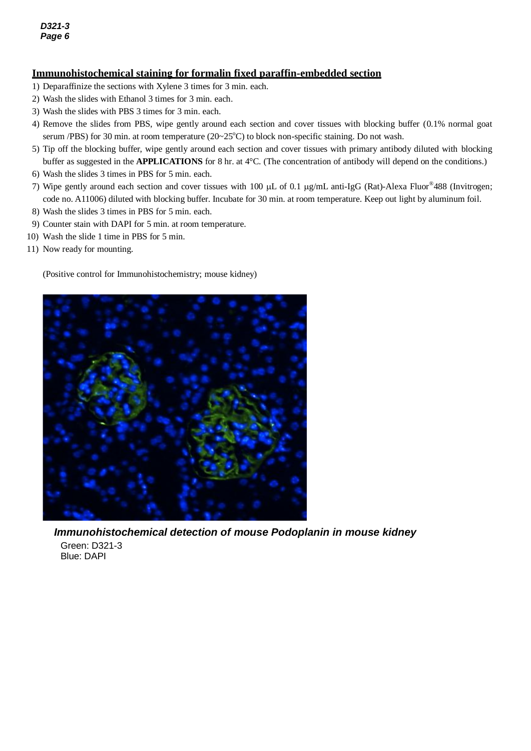## Immunohistochemical staining for formalin fixed paraffin-embedded section

1) Deparaffinize the sections with Xylene 3 times for 3 min. each.
2) Wash the slides with Ethanol 3 times for 3 min. each.
3) Wash the slides with PBS 3 times for 3 min. each.
4) Remove the slides from PBS, wipe gently around each section and cover tissues with blocking buffer (0.1% normal goat serum /PBS) for 30 min. at room temperature (20~25°C) to block non-specific staining. Do not wash.
5) Tip off the blocking buffer, wipe gently around each section and cover tissues with primary antibody diluted with blocking buffer as suggested in the **APPLICATIONS** for 8 hr. at 4°C. (The concentration of antibody will depend on the conditions.)
6) Wash the slides 3 times in PBS for 5 min. each.
7) Wipe gently around each section and cover tissues with 100 μL of 0.1 μg/mL anti-IgG (Rat)-Alexa Fluor®488 (Invitrogen; code no. A11006) diluted with blocking buffer. Incubate for 30 min. at room temperature. Keep out light by aluminum foil.
8) Wash the slides 3 times in PBS for 5 min. each.
9) Counter stain with DAPI for 5 min. at room temperature.
10) Wash the slide 1 time in PBS for 5 min.
11) Now ready for mounting.

(Positive control for Immunohistochemistry; mouse kidney)

***Immunohistochemical detection of mouse Podoplanin in mouse kidney***

Green: D321-3
Blue: DAPI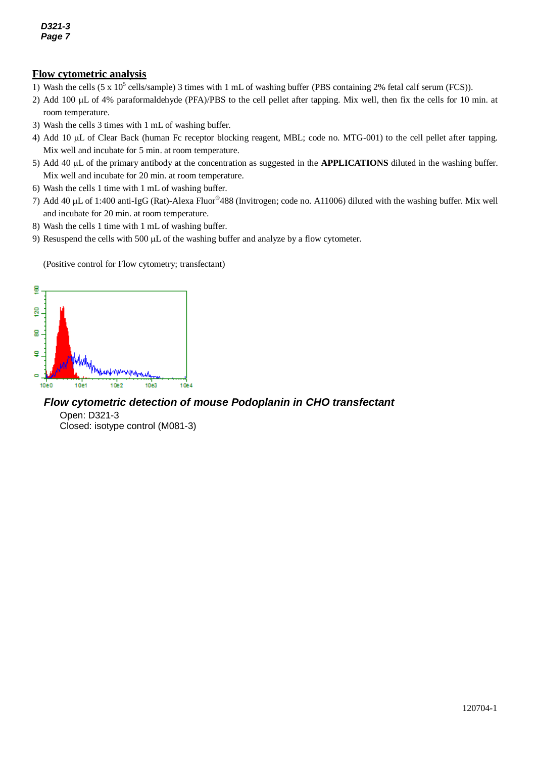## Flow cytometric analysis

1) Wash the cells ($5 \times 10^5$ cells/sample) 3 times with 1 mL of washing buffer (PBS containing 2% fetal calf serum (FCS)).
2) Add 100 µL of 4% paraformaldehyde (PFA)/PBS to the cell pellet after tapping. Mix well, then fix the cells for 10 min. at room temperature.
3) Wash the cells 3 times with 1 mL of washing buffer.
4) Add 10 µL of Clear Back (human Fc receptor blocking reagent, MBL; code no. MTG-001) to the cell pellet after tapping. Mix well and incubate for 5 min. at room temperature.
5) Add 40 µL of the primary antibody at the concentration as suggested in the **APPLICATIONS** diluted in the washing buffer. Mix well and incubate for 20 min. at room temperature.
6) Wash the cells 1 time with 1 mL of washing buffer.
7) Add 40 µL of 1:400 anti-IgG (Rat)-Alexa Fluor®488 (Invitrogen; code no. A11006) diluted with the washing buffer. Mix well and incubate for 20 min. at room temperature.
8) Wash the cells 1 time with 1 mL of washing buffer.
9) Resuspend the cells with 500 µL of the washing buffer and analyze by a flow cytometer.

(Positive control for Flow cytometry; transfectant)

0
40
80
120
160

10e0
10e1
10e2
10e3
10e4

***Flow cytometric detection of mouse Podoplanin in CHO transfectant***

Open: D321-3
Closed: isotype control (M081-3)